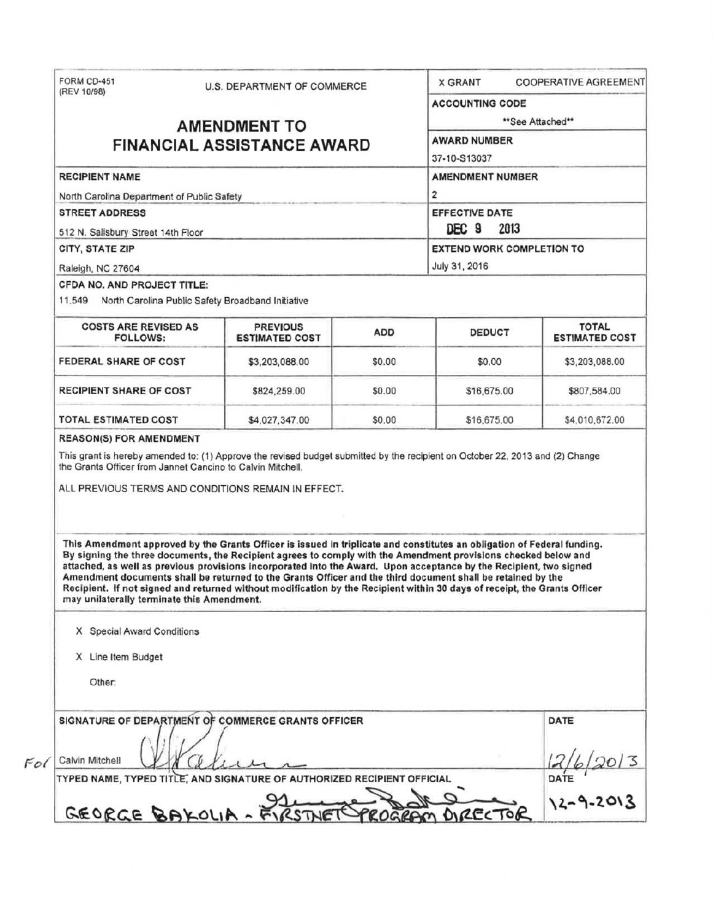FORM CD-451
(REV 10/98)

U.S. DEPARTMENT OF COMMERCE

# AMENDMENT TO FINANCIAL ASSISTANCE AWARD

X GRANT    COOPERATIVE AGREEMENT

**ACCOUNTING CODE**
**See Attached**

**AWARD NUMBER**
37-10-S13037

**RECIPIENT NAME**
North Carolina Department of Public Safety

**AMENDMENT NUMBER**
2

**STREET ADDRESS**
512 N. Salisbury Street 14th Floor

**EFFECTIVE DATE**
DEC 9 2013

**CITY, STATE ZIP**
Raleigh, NC 27604

**EXTEND WORK COMPLETION TO**
July 31, 2016

**CFDA NO. AND PROJECT TITLE:**
11.549 North Carolina Public Safety Broadband Initiative

| COSTS ARE REVISED AS FOLLOWS: | PREVIOUS ESTIMATED COST | ADD | DEDUCT | TOTAL ESTIMATED COST |
|---|---|---|---|---|
| FEDERAL SHARE OF COST | $3,203,088.00 | $0.00 | $0.00 | $3,203,088.00 |
| RECIPIENT SHARE OF COST | $824,259.00 | $0.00 | $16,675.00 | $807,584.00 |
| TOTAL ESTIMATED COST | $4,027,347.00 | $0.00 | $16,675.00 | $4,010,672.00 |

**REASON(S) FOR AMENDMENT**

This grant is hereby amended to: (1) Approve the revised budget submitted by the recipient on October 22, 2013 and (2) Change the Grants Officer from Jannet Cancino to Calvin Mitchell.

ALL PREVIOUS TERMS AND CONDITIONS REMAIN IN EFFECT.

**This Amendment approved by the Grants Officer is issued in triplicate and constitutes an obligation of Federal funding. By signing the three documents, the Recipient agrees to comply with the Amendment provisions checked below and attached, as well as previous provisions incorporated into the Award. Upon acceptance by the Recipient, two signed Amendment documents shall be returned to the Grants Officer and the third document shall be retained by the Recipient. If not signed and returned without modification by the Recipient within 30 days of receipt, the Grants Officer may unilaterally terminate this Amendment.**

X Special Award Conditions

X Line Item Budget

Other:

**SIGNATURE OF DEPARTMENT OF COMMERCE GRANTS OFFICER**

For Calvin Mitchell

**DATE**
12/6/2013

**TYPED NAME, TYPED TITLE, AND SIGNATURE OF AUTHORIZED RECIPIENT OFFICIAL**
GEORGE BAKOLIA - FIRSTNET PROGRAM DIRECTOR

**DATE**
12-9-2013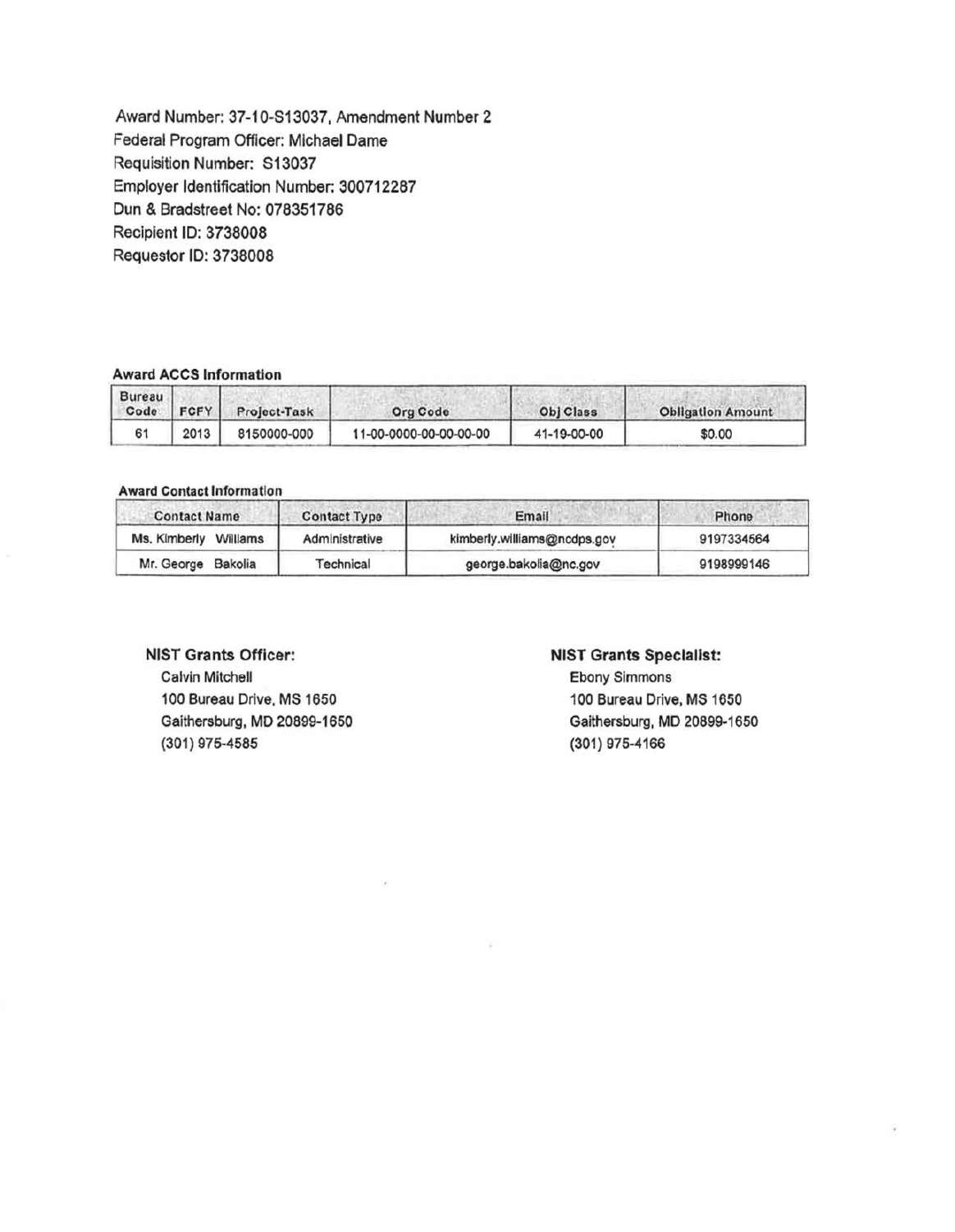Award Number: 37-10-S13037, Amendment Number 2
Federal Program Officer: Michael Dame
Requisition Number: S13037
Employer Identification Number: 300712287
Dun & Bradstreet No: 078351786
Recipient ID: 3738008
Requestor ID: 3738008

**Award ACCS Information**

| Bureau Code | FCFY | Project-Task | Org Code | Obj Class | Obligation Amount |
|---|---|---|---|---|---|
| 61 | 2013 | 8150000-000 | 11-00-0000-00-00-00-00 | 41-19-00-00 | $0.00 |

**Award Contact Information**

| Contact Name | Contact Type | Email | Phone |
|---|---|---|---|
| Ms. Kimberly Williams | Administrative | kimberly.williams@ncdps.gov | 9197334564 |
| Mr. George Bakolia | Technical | george.bakolia@nc.gov | 9198999146 |

**NIST Grants Officer:**
Calvin Mitchell
100 Bureau Drive, MS 1650
Gaithersburg, MD 20899-1650
(301) 975-4585

**NIST Grants Specialist:**
Ebony Simmons
100 Bureau Drive, MS 1650
Gaithersburg, MD 20899-1650
(301) 975-4166